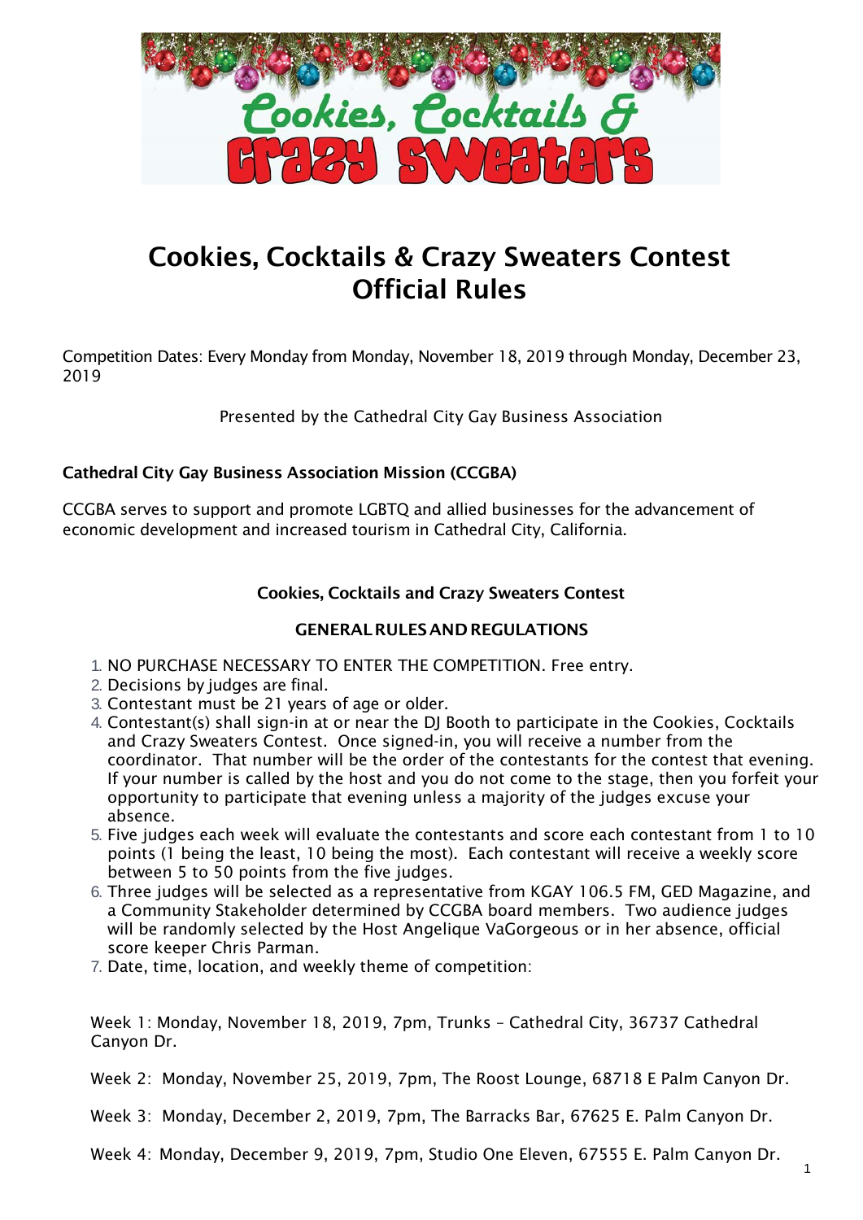# Cookies, Cocktails & Crazy Sweaters Contest Official Rules

Competition Dates: Every Monday from Monday, November 18, 2019 through Monday, December 23, 2019

Presented by the Cathedral City Gay Business Association

**Cathedral City Gay Business Association Mission (CCGBA)**

CCGBA serves to support and promote LGBTQ and allied businesses for the advancement of economic development and increased tourism in Cathedral City, California.

**Cookies, Cocktails and Crazy Sweaters Contest**

**GENERAL RULES AND REGULATIONS**

1. NO PURCHASE NECESSARY TO ENTER THE COMPETITION. Free entry.
2. Decisions by judges are final.
3. Contestant must be 21 years of age or older.
4. Contestant(s) shall sign-in at or near the DJ Booth to participate in the Cookies, Cocktails and Crazy Sweaters Contest. Once signed-in, you will receive a number from the coordinator. That number will be the order of the contestants for the contest that evening. If your number is called by the host and you do not come to the stage, then you forfeit your opportunity to participate that evening unless a majority of the judges excuse your absence.
5. Five judges each week will evaluate the contestants and score each contestant from 1 to 10 points (1 being the least, 10 being the most). Each contestant will receive a weekly score between 5 to 50 points from the five judges.
6. Three judges will be selected as a representative from KGAY 106.5 FM, GED Magazine, and a Community Stakeholder determined by CCGBA board members. Two audience judges will be randomly selected by the Host Angelique VaGorgeous or in her absence, official score keeper Chris Parman.
7. Date, time, location, and weekly theme of competition:

Week 1: Monday, November 18, 2019, 7pm, Trunks – Cathedral City, 36737 Cathedral Canyon Dr.

Week 2: Monday, November 25, 2019, 7pm, The Roost Lounge, 68718 E Palm Canyon Dr.

Week 3: Monday, December 2, 2019, 7pm, The Barracks Bar, 67625 E. Palm Canyon Dr.

Week 4: Monday, December 9, 2019, 7pm, Studio One Eleven, 67555 E. Palm Canyon Dr.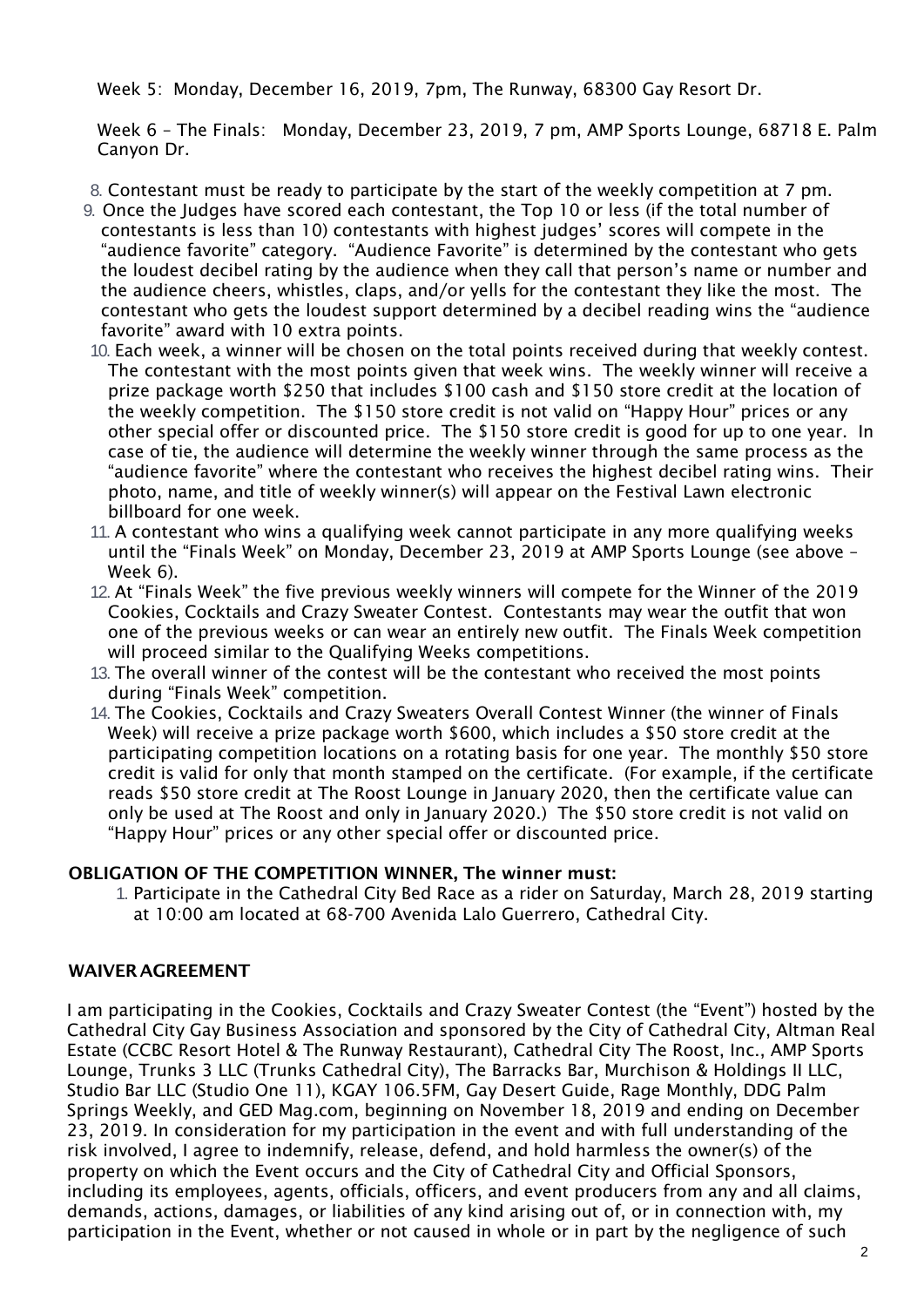Week 5: Monday, December 16, 2019, 7pm, The Runway, 68300 Gay Resort Dr.

Week 6 – The Finals: Monday, December 23, 2019, 7 pm, AMP Sports Lounge, 68718 E. Palm Canyon Dr.

8. Contestant must be ready to participate by the start of the weekly competition at 7 pm.
9. Once the Judges have scored each contestant, the Top 10 or less (if the total number of contestants is less than 10) contestants with highest judges' scores will compete in the "audience favorite" category. "Audience Favorite" is determined by the contestant who gets the loudest decibel rating by the audience when they call that person's name or number and the audience cheers, whistles, claps, and/or yells for the contestant they like the most. The contestant who gets the loudest support determined by a decibel reading wins the "audience favorite" award with 10 extra points.
10. Each week, a winner will be chosen on the total points received during that weekly contest. The contestant with the most points given that week wins. The weekly winner will receive a prize package worth $250 that includes $100 cash and $150 store credit at the location of the weekly competition. The $150 store credit is not valid on "Happy Hour" prices or any other special offer or discounted price. The $150 store credit is good for up to one year. In case of tie, the audience will determine the weekly winner through the same process as the "audience favorite" where the contestant who receives the highest decibel rating wins. Their photo, name, and title of weekly winner(s) will appear on the Festival Lawn electronic billboard for one week.
11. A contestant who wins a qualifying week cannot participate in any more qualifying weeks until the "Finals Week" on Monday, December 23, 2019 at AMP Sports Lounge (see above – Week 6).
12. At "Finals Week" the five previous weekly winners will compete for the Winner of the 2019 Cookies, Cocktails and Crazy Sweater Contest. Contestants may wear the outfit that won one of the previous weeks or can wear an entirely new outfit. The Finals Week competition will proceed similar to the Qualifying Weeks competitions.
13. The overall winner of the contest will be the contestant who received the most points during "Finals Week" competition.
14. The Cookies, Cocktails and Crazy Sweaters Overall Contest Winner (the winner of Finals Week) will receive a prize package worth $600, which includes a $50 store credit at the participating competition locations on a rotating basis for one year. The monthly $50 store credit is valid for only that month stamped on the certificate. (For example, if the certificate reads $50 store credit at The Roost Lounge in January 2020, then the certificate value can only be used at The Roost and only in January 2020.) The $50 store credit is not valid on "Happy Hour" prices or any other special offer or discounted price.

**OBLIGATION OF THE COMPETITION WINNER, The winner must:**

1. Participate in the Cathedral City Bed Race as a rider on Saturday, March 28, 2019 starting at 10:00 am located at 68-700 Avenida Lalo Guerrero, Cathedral City.

**WAIVER AGREEMENT**

I am participating in the Cookies, Cocktails and Crazy Sweater Contest (the "Event") hosted by the Cathedral City Gay Business Association and sponsored by the City of Cathedral City, Altman Real Estate (CCBC Resort Hotel & The Runway Restaurant), Cathedral City The Roost, Inc., AMP Sports Lounge, Trunks 3 LLC (Trunks Cathedral City), The Barracks Bar, Murchison & Holdings II LLC, Studio Bar LLC (Studio One 11), KGAY 106.5FM, Gay Desert Guide, Rage Monthly, DDG Palm Springs Weekly, and GED Mag.com, beginning on November 18, 2019 and ending on December 23, 2019. In consideration for my participation in the event and with full understanding of the risk involved, I agree to indemnify, release, defend, and hold harmless the owner(s) of the property on which the Event occurs and the City of Cathedral City and Official Sponsors, including its employees, agents, officials, officers, and event producers from any and all claims, demands, actions, damages, or liabilities of any kind arising out of, or in connection with, my participation in the Event, whether or not caused in whole or in part by the negligence of such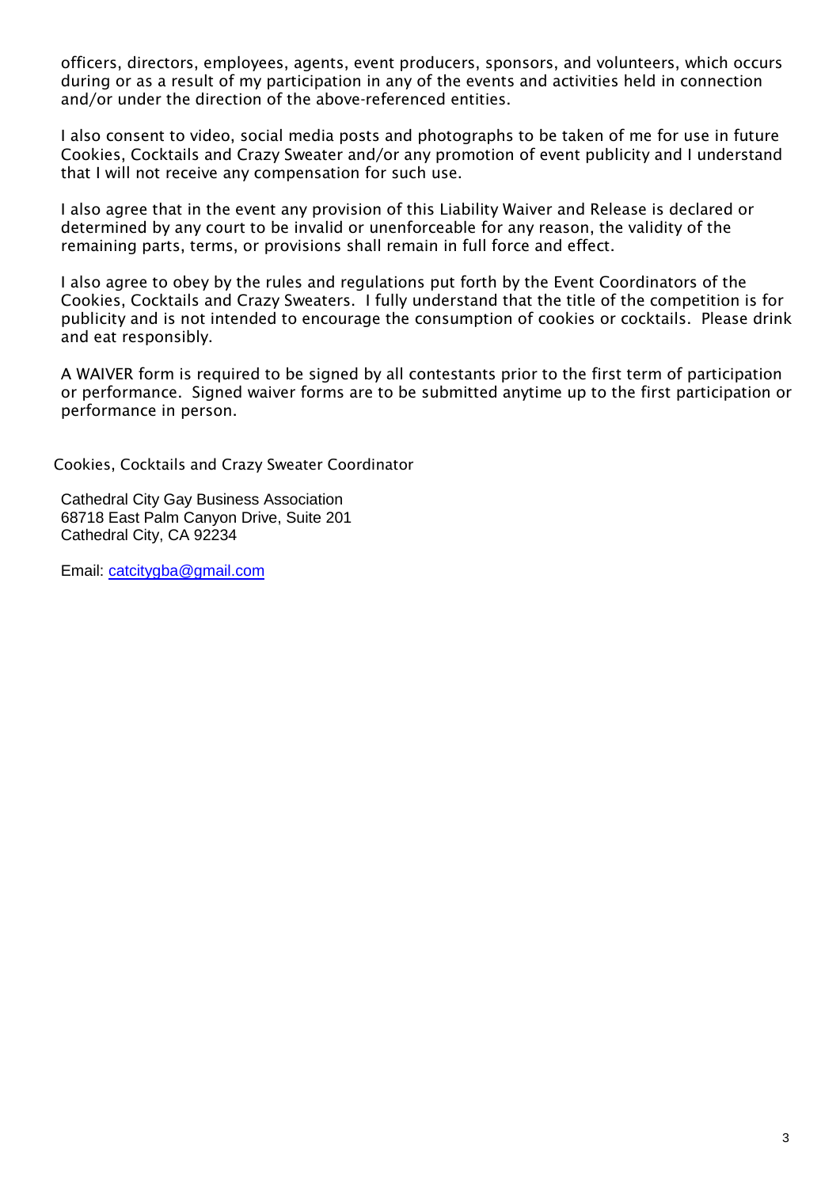officers, directors, employees, agents, event producers, sponsors, and volunteers, which occurs during or as a result of my participation in any of the events and activities held in connection and/or under the direction of the above-referenced entities.

I also consent to video, social media posts and photographs to be taken of me for use in future Cookies, Cocktails and Crazy Sweater and/or any promotion of event publicity and I understand that I will not receive any compensation for such use.

I also agree that in the event any provision of this Liability Waiver and Release is declared or determined by any court to be invalid or unenforceable for any reason, the validity of the remaining parts, terms, or provisions shall remain in full force and effect.

I also agree to obey by the rules and regulations put forth by the Event Coordinators of the Cookies, Cocktails and Crazy Sweaters. I fully understand that the title of the competition is for publicity and is not intended to encourage the consumption of cookies or cocktails. Please drink and eat responsibly.

A WAIVER form is required to be signed by all contestants prior to the first term of participation or performance. Signed waiver forms are to be submitted anytime up to the first participation or performance in person.

Cookies, Cocktails and Crazy Sweater Coordinator

Cathedral City Gay Business Association
68718 East Palm Canyon Drive, Suite 201
Cathedral City, CA 92234

Email: catcitygba@gmail.com